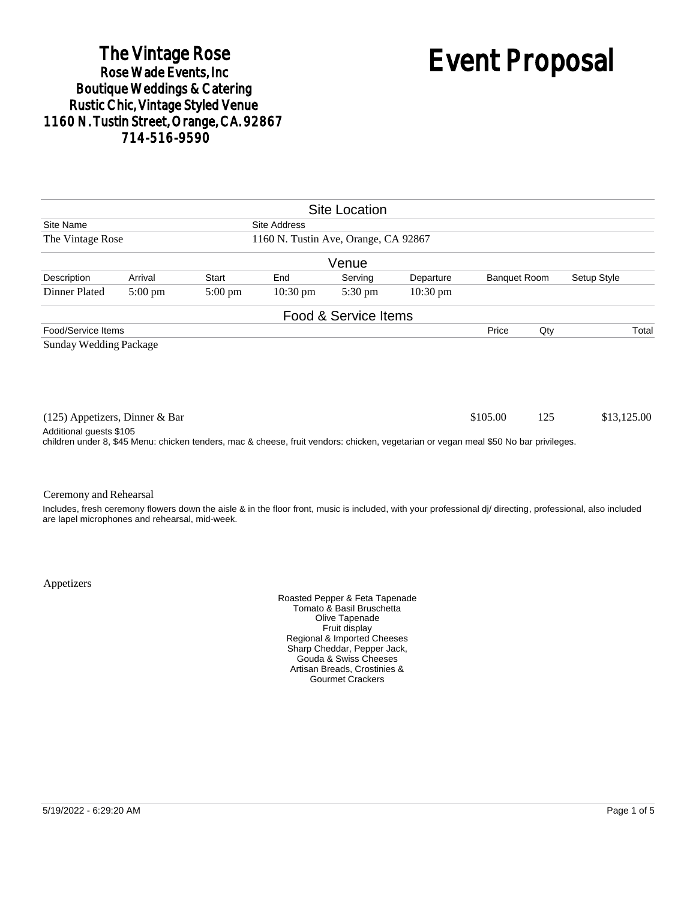**The Vintage Rose**
**Rose Wade Events, Inc**
**Boutique Weddings & Catering**
**Rustic Chic, Vintage Styled Venue**
**1160 N. Tustin Street, Orange, CA. 92867**
**714-516-9590**

# Event Proposal

## Site Location

| Site Name | Site Address |
|---|---|
| The Vintage Rose | 1160 N. Tustin Ave, Orange, CA 92867 |

## Venue

| Description | Arrival | Start | End | Serving | Departure | Banquet Room | Setup Style |
|---|---|---|---|---|---|---|---|
| Dinner Plated | 5:00 pm | 5:00 pm | 10:30 pm | 5:30 pm | 10:30 pm | | |

## Food & Service Items

| Food/Service Items | Price | Qty | Total |
|---|---|---|---|
| Sunday Wedding Package | | | |
| (125) Appetizers, Dinner & Bar | $105.00 | 125 | $13,125.00 |

Additional guests $105
children under 8, $45 Menu: chicken tenders, mac & cheese, fruit vendors: chicken, vegetarian or vegan meal $50 No bar privileges.

Ceremony and Rehearsal

Includes, fresh ceremony flowers down the aisle & in the floor front, music is included, with your professional dj/ directing, professional, also included are lapel microphones and rehearsal, mid-week.

Appetizers

Roasted Pepper & Feta Tapenade
Tomato & Basil Bruschetta
Olive Tapenade
Fruit display
Regional & Imported Cheeses
Sharp Cheddar, Pepper Jack,
Gouda & Swiss Cheeses
Artisan Breads, Crostinies &
Gourmet Crackers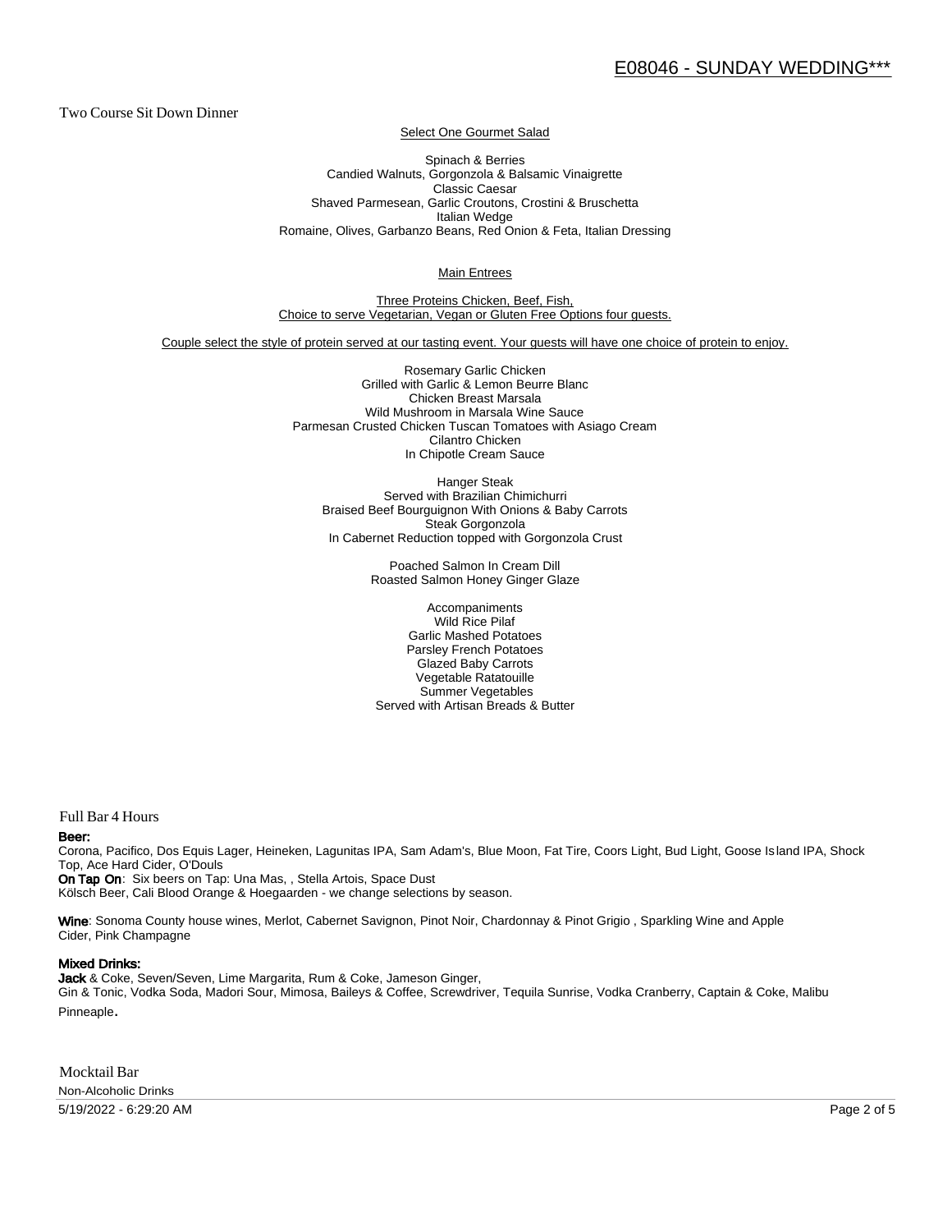# E08046 - SUNDAY WEDDING***

## Two Course Sit Down Dinner

Select One Gourmet Salad

Spinach & Berries
Candied Walnuts, Gorgonzola & Balsamic Vinaigrette
Classic Caesar
Shaved Parmesean, Garlic Croutons, Crostini & Bruschetta
Italian Wedge
Romaine, Olives, Garbanzo Beans, Red Onion & Feta, Italian Dressing

Main Entrees

Three Proteins Chicken, Beef, Fish,
Choice to serve Vegetarian, Vegan or Gluten Free Options four guests.

Couple select the style of protein served at our tasting event. Your guests will have one choice of protein to enjoy.

Rosemary Garlic Chicken
Grilled with Garlic & Lemon Beurre Blanc
Chicken Breast Marsala
Wild Mushroom in Marsala Wine Sauce
Parmesan Crusted Chicken Tuscan Tomatoes with Asiago Cream
Cilantro Chicken
In Chipotle Cream Sauce

Hanger Steak
Served with Brazilian Chimichurri
Braised Beef Bourguignon With Onions & Baby Carrots
Steak Gorgonzola
In Cabernet Reduction topped with Gorgonzola Crust

Poached Salmon In Cream Dill
Roasted Salmon Honey Ginger Glaze

Accompaniments
Wild Rice Pilaf
Garlic Mashed Potatoes
Parsley French Potatoes
Glazed Baby Carrots
Vegetable Ratatouille
Summer Vegetables
Served with Artisan Breads & Butter

## Full Bar 4 Hours

**Beer:**
Corona, Pacifico, Dos Equis Lager, Heineken, Lagunitas IPA, Sam Adam's, Blue Moon, Fat Tire, Coors Light, Bud Light, Goose Island IPA, Shock Top, Ace Hard Cider, O'Douls
**On Tap On**: Six beers on Tap: Una Mas, , Stella Artois, Space Dust
Kölsch Beer, Cali Blood Orange & Hoegaarden - we change selections by season.

**Wine**: Sonoma County house wines, Merlot, Cabernet Savignon, Pinot Noir, Chardonnay & Pinot Grigio , Sparkling Wine and Apple Cider, Pink Champagne

**Mixed Drinks:**
**Jack** & Coke, Seven/Seven, Lime Margarita, Rum & Coke, Jameson Ginger,
Gin & Tonic, Vodka Soda, Madori Sour, Mimosa, Baileys & Coffee, Screwdriver, Tequila Sunrise, Vodka Cranberry, Captain & Coke, Malibu Pinneaple.

## Mocktail Bar

Non-Alcoholic Drinks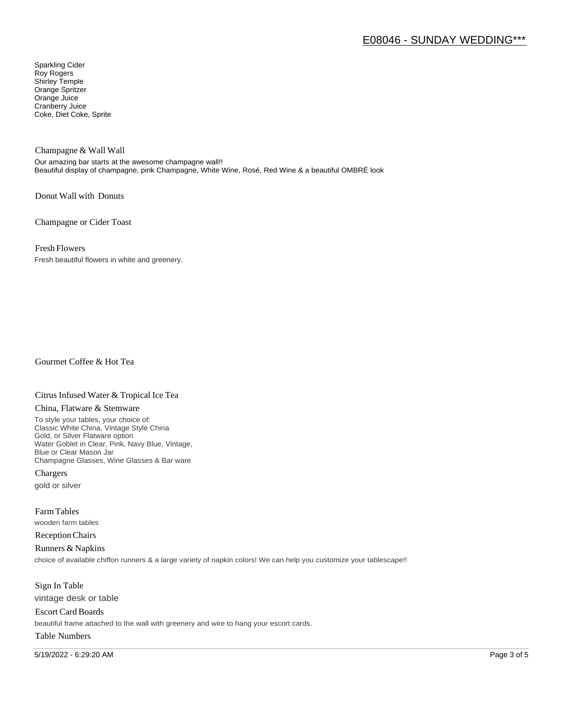Sparkling Cider
Roy Rogers
Shirley Temple
Orange Spritzer
Orange Juice
Cranberry Juice
Coke, Diet Coke, Sprite

### Champagne & Wall Wall

Our amazing bar starts at the awesome champagne wall!!
Beautiful display of champagne, pink Champagne, White Wine, Rosé, Red Wine & a beautiful OMBRÉ look

### Donut Wall with Donuts

### Champagne or Cider Toast

### Fresh Flowers

Fresh beautiful flowers in white and greenery.

### Gourmet Coffee & Hot Tea

### Citrus Infused Water & Tropical Ice Tea

### China, Flatware & Stemware

To style your tables, your choice of:
Classic White China, Vintage Style China
Gold, or Silver Flatware option
Water Goblet in Clear, Pink, Navy Blue, Vintage,
Blue or Clear Mason Jar
Champagne Glasses, Wine Glasses & Bar ware

### Chargers

gold or silver

### Farm Tables

wooden farm tables

### Reception Chairs

### Runners & Napkins

choice of available chiffon runners & a large variety of napkin colors! We can help you customize your tablescape!!

### Sign In Table

vintage desk or table

### Escort Card Boards

beautiful frame attached to the wall with greenery and wire to hang your escort cards.

### Table Numbers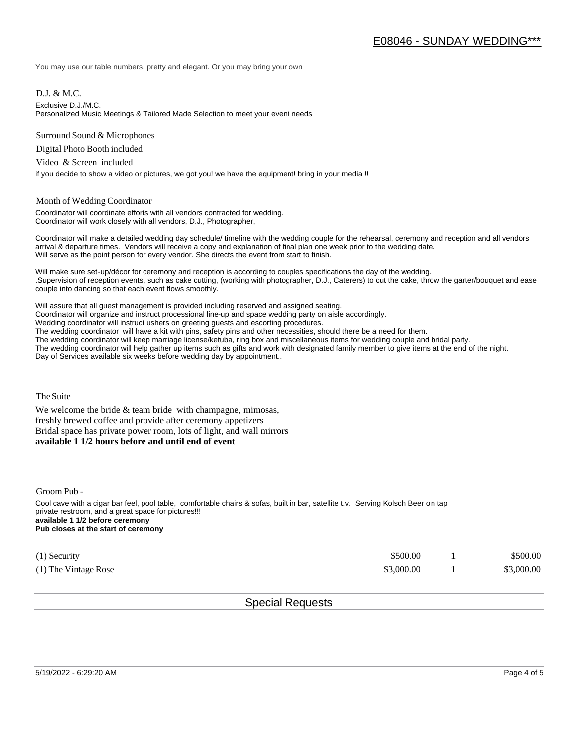You may use our table numbers, pretty and elegant. Or you may bring your own

D.J. & M.C.

Exclusive D.J./M.C.
Personalized Music Meetings & Tailored Made Selection to meet your event needs

Surround Sound & Microphones

Digital Photo Booth included

Video & Screen included

if you decide to show a video or pictures, we got you! we have the equipment! bring in your media !!

Month of Wedding Coordinator

Coordinator will coordinate efforts with all vendors contracted for wedding.
Coordinator will work closely with all vendors, D.J., Photographer,

Coordinator will make a detailed wedding day schedule/ timeline with the wedding couple for the rehearsal, ceremony and reception and all vendors arrival & departure times. Vendors will receive a copy and explanation of final plan one week prior to the wedding date.
Will serve as the point person for every vendor. She directs the event from start to finish.

Will make sure set-up/décor for ceremony and reception is according to couples specifications the day of the wedding.
.Supervision of reception events, such as cake cutting, (working with photographer, D.J., Caterers) to cut the cake, throw the garter/bouquet and ease couple into dancing so that each event flows smoothly.

Will assure that all guest management is provided including reserved and assigned seating.
Coordinator will organize and instruct processional line-up and space wedding party on aisle accordingly.
Wedding coordinator will instruct ushers on greeting guests and escorting procedures.
The wedding coordinator will have a kit with pins, safety pins and other necessities, should there be a need for them.
The wedding coordinator will keep marriage license/ketuba, ring box and miscellaneous items for wedding couple and bridal party.
The wedding coordinator will help gather up items such as gifts and work with designated family member to give items at the end of the night.
Day of Services available six weeks before wedding day by appointment..

The Suite

We welcome the bride & team bride with champagne, mimosas,
freshly brewed coffee and provide after ceremony appetizers
Bridal space has private power room, lots of light, and wall mirrors
**available 1 1/2 hours before and until end of event**

Groom Pub -

Cool cave with a cigar bar feel, pool table, comfortable chairs & sofas, built in bar, satellite t.v. Serving Kolsch Beer on tap
private restroom, and a great space for pictures!!!
**available 1 1/2 before ceremony**
**Pub closes at the start of ceremony**

| | | | |
|---|---|---|---|
| (1) Security | $500.00 | 1 | $500.00 |
| (1) The Vintage Rose | $3,000.00 | 1 | $3,000.00 |

## Special Requests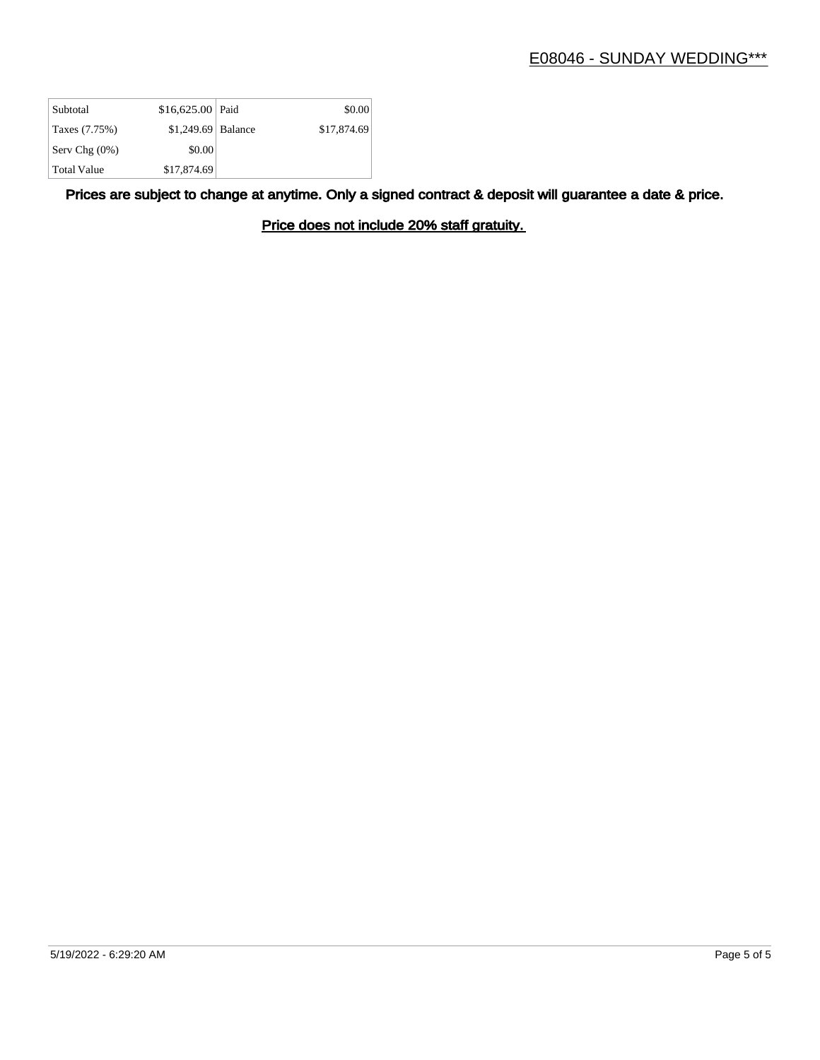| | | | |
|---|---|---|---|
| Subtotal | $16,625.00 | Paid | $0.00 |
| Taxes (7.75%) | $1,249.69 | Balance | $17,874.69 |
| Serv Chg (0%) | $0.00 | | |
| Total Value | $17,874.69 | | |

**Prices are subject to change at anytime. Only a signed contract & deposit will guarantee a date & price.**

**Price does not include 20% staff gratuity.**